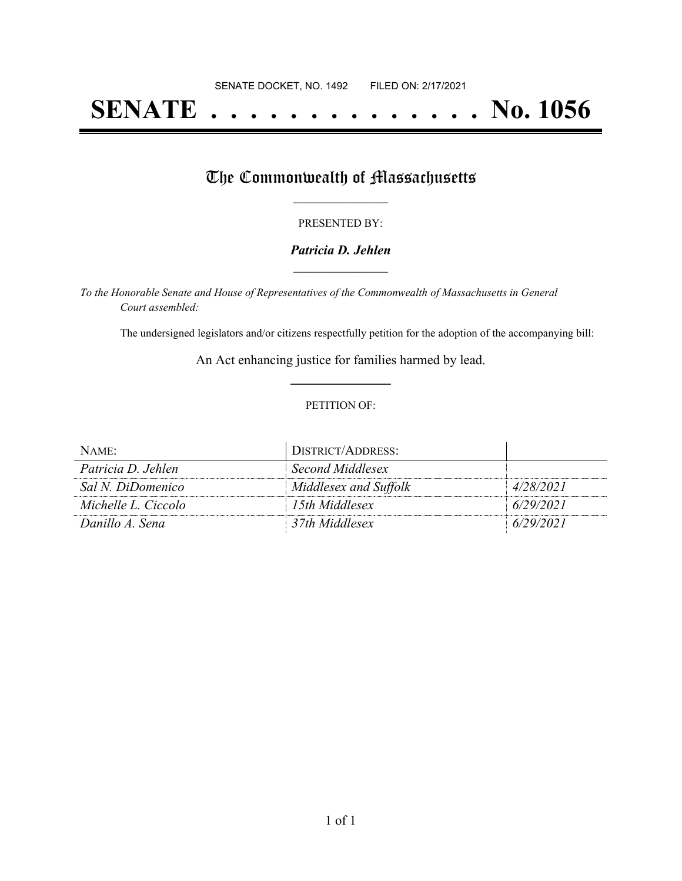SENATE DOCKET, NO. 1492 FILED ON: 2/17/2021

# SENATE . . . . . . . . . . . . . . No. 1056

## The Commonwealth of Massachusetts

PRESENTED BY:

***Patricia D. Jehlen***

*To the Honorable Senate and House of Representatives of the Commonwealth of Massachusetts in General Court assembled:*

The undersigned legislators and/or citizens respectfully petition for the adoption of the accompanying bill:

An Act enhancing justice for families harmed by lead.

PETITION OF:

| NAME: | DISTRICT/ADDRESS: | |
|---|---|---|
| *Patricia D. Jehlen* | *Second Middlesex* | |
| *Sal N. DiDomenico* | *Middlesex and Suffolk* | *4/28/2021* |
| *Michelle L. Ciccolo* | *15th Middlesex* | *6/29/2021* |
| *Danillo A. Sena* | *37th Middlesex* | *6/29/2021* |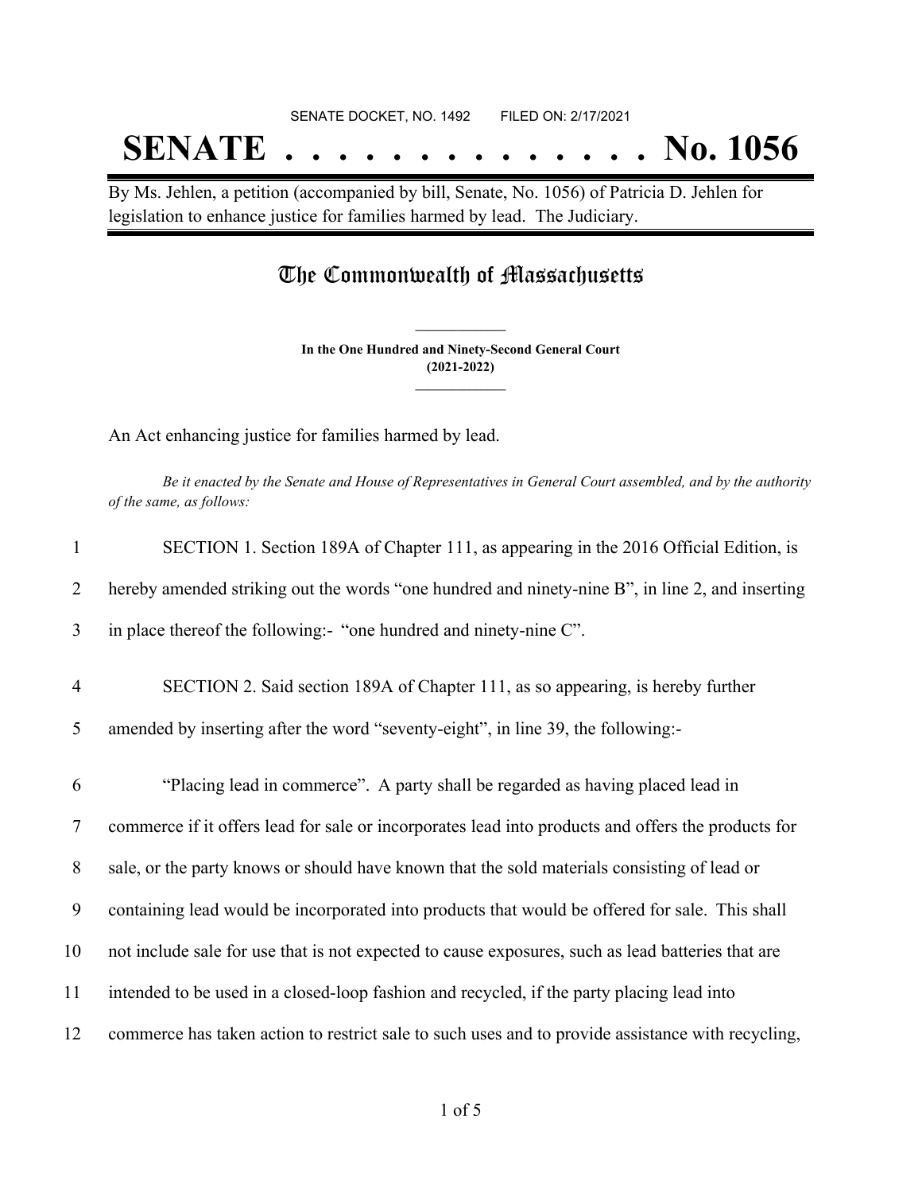SENATE DOCKET, NO. 1492        FILED ON: 2/17/2021

# SENATE . . . . . . . . . . . . . . No. 1056

By Ms. Jehlen, a petition (accompanied by bill, Senate, No. 1056) of Patricia D. Jehlen for legislation to enhance justice for families harmed by lead. The Judiciary.

## The Commonwealth of Massachusetts

**In the One Hundred and Ninety-Second General Court**
**(2021-2022)**

An Act enhancing justice for families harmed by lead.

*Be it enacted by the Senate and House of Representatives in General Court assembled, and by the authority of the same, as follows:*

1 SECTION 1. Section 189A of Chapter 111, as appearing in the 2016 Official Edition, is
2 hereby amended striking out the words "one hundred and ninety-nine B", in line 2, and inserting
3 in place thereof the following:- "one hundred and ninety-nine C".

4 SECTION 2. Said section 189A of Chapter 111, as so appearing, is hereby further
5 amended by inserting after the word "seventy-eight", in line 39, the following:-

6 "Placing lead in commerce". A party shall be regarded as having placed lead in
7 commerce if it offers lead for sale or incorporates lead into products and offers the products for
8 sale, or the party knows or should have known that the sold materials consisting of lead or
9 containing lead would be incorporated into products that would be offered for sale. This shall
10 not include sale for use that is not expected to cause exposures, such as lead batteries that are
11 intended to be used in a closed-loop fashion and recycled, if the party placing lead into
12 commerce has taken action to restrict sale to such uses and to provide assistance with recycling,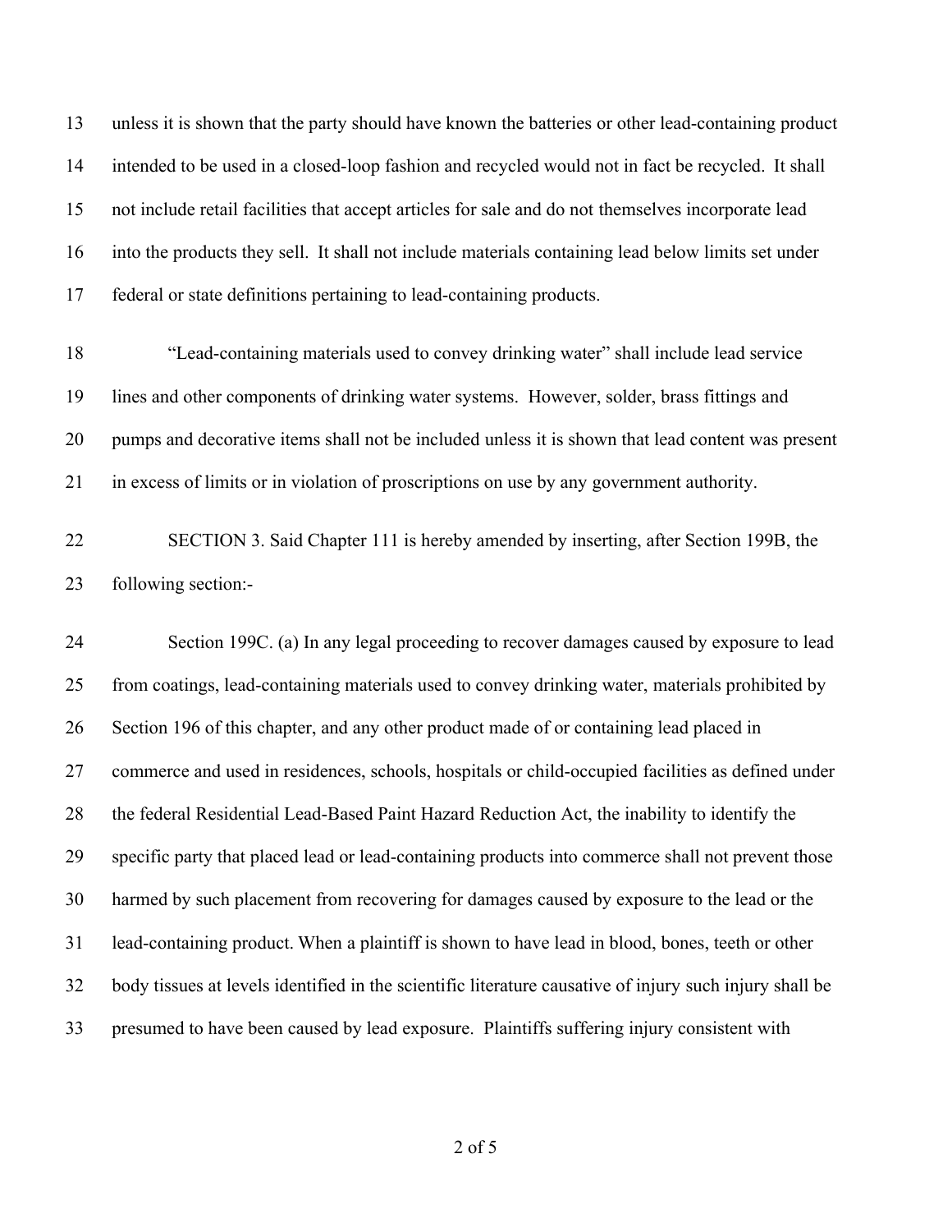unless it is shown that the party should have known the batteries or other lead-containing product intended to be used in a closed-loop fashion and recycled would not in fact be recycled. It shall not include retail facilities that accept articles for sale and do not themselves incorporate lead into the products they sell. It shall not include materials containing lead below limits set under federal or state definitions pertaining to lead-containing products.

"Lead-containing materials used to convey drinking water" shall include lead service lines and other components of drinking water systems. However, solder, brass fittings and pumps and decorative items shall not be included unless it is shown that lead content was present in excess of limits or in violation of proscriptions on use by any government authority.

SECTION 3. Said Chapter 111 is hereby amended by inserting, after Section 199B, the following section:-

Section 199C. (a) In any legal proceeding to recover damages caused by exposure to lead from coatings, lead-containing materials used to convey drinking water, materials prohibited by Section 196 of this chapter, and any other product made of or containing lead placed in commerce and used in residences, schools, hospitals or child-occupied facilities as defined under the federal Residential Lead-Based Paint Hazard Reduction Act, the inability to identify the specific party that placed lead or lead-containing products into commerce shall not prevent those harmed by such placement from recovering for damages caused by exposure to the lead or the lead-containing product. When a plaintiff is shown to have lead in blood, bones, teeth or other body tissues at levels identified in the scientific literature causative of injury such injury shall be presumed to have been caused by lead exposure. Plaintiffs suffering injury consistent with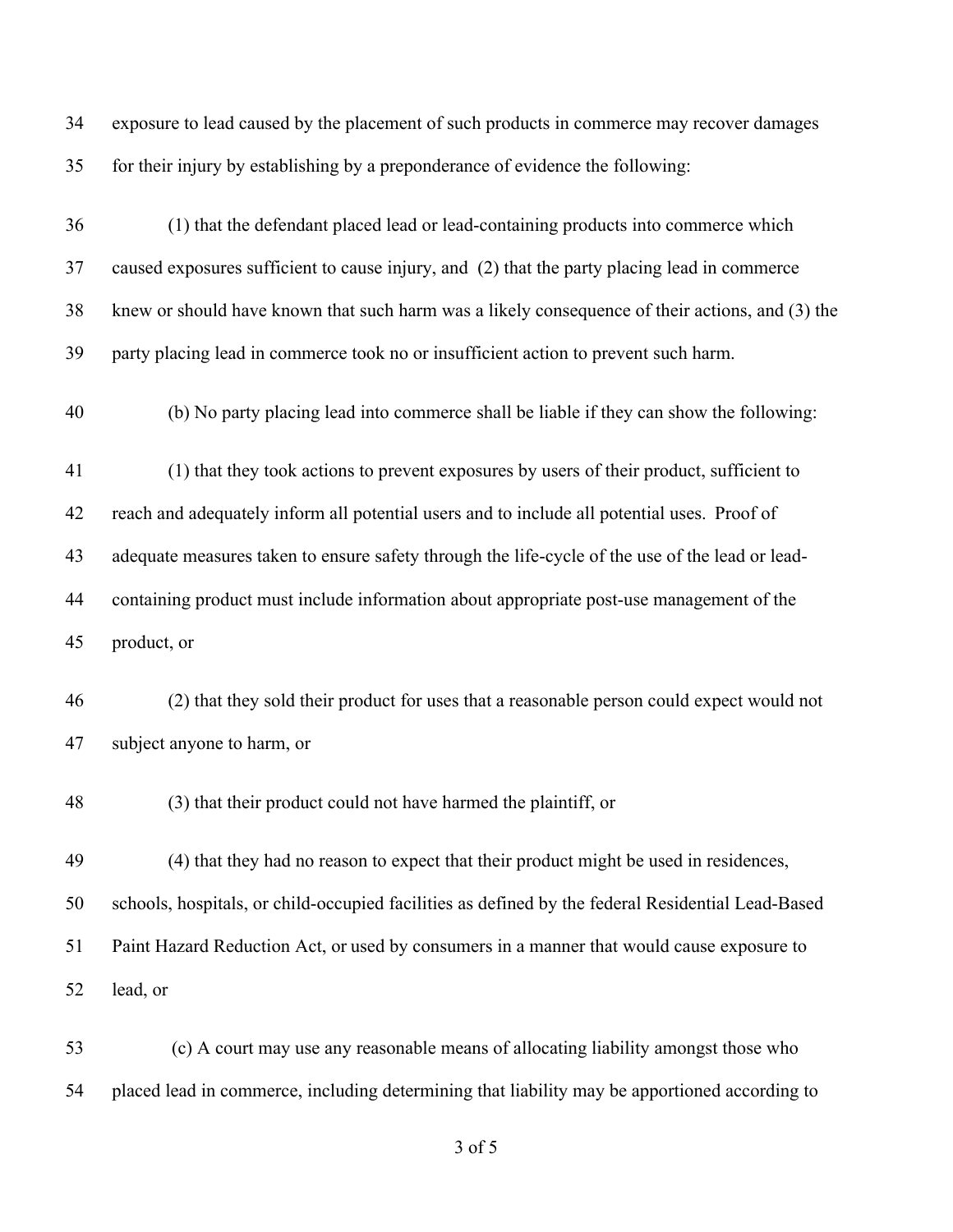exposure to lead caused by the placement of such products in commerce may recover damages for their injury by establishing by a preponderance of evidence the following:

(1) that the defendant placed lead or lead-containing products into commerce which caused exposures sufficient to cause injury, and (2) that the party placing lead in commerce knew or should have known that such harm was a likely consequence of their actions, and (3) the party placing lead in commerce took no or insufficient action to prevent such harm.

(b) No party placing lead into commerce shall be liable if they can show the following:

(1) that they took actions to prevent exposures by users of their product, sufficient to reach and adequately inform all potential users and to include all potential uses. Proof of adequate measures taken to ensure safety through the life-cycle of the use of the lead or lead-containing product must include information about appropriate post-use management of the product, or

(2) that they sold their product for uses that a reasonable person could expect would not subject anyone to harm, or

(3) that their product could not have harmed the plaintiff, or

(4) that they had no reason to expect that their product might be used in residences, schools, hospitals, or child-occupied facilities as defined by the federal Residential Lead-Based Paint Hazard Reduction Act, or used by consumers in a manner that would cause exposure to lead, or

(c) A court may use any reasonable means of allocating liability amongst those who placed lead in commerce, including determining that liability may be apportioned according to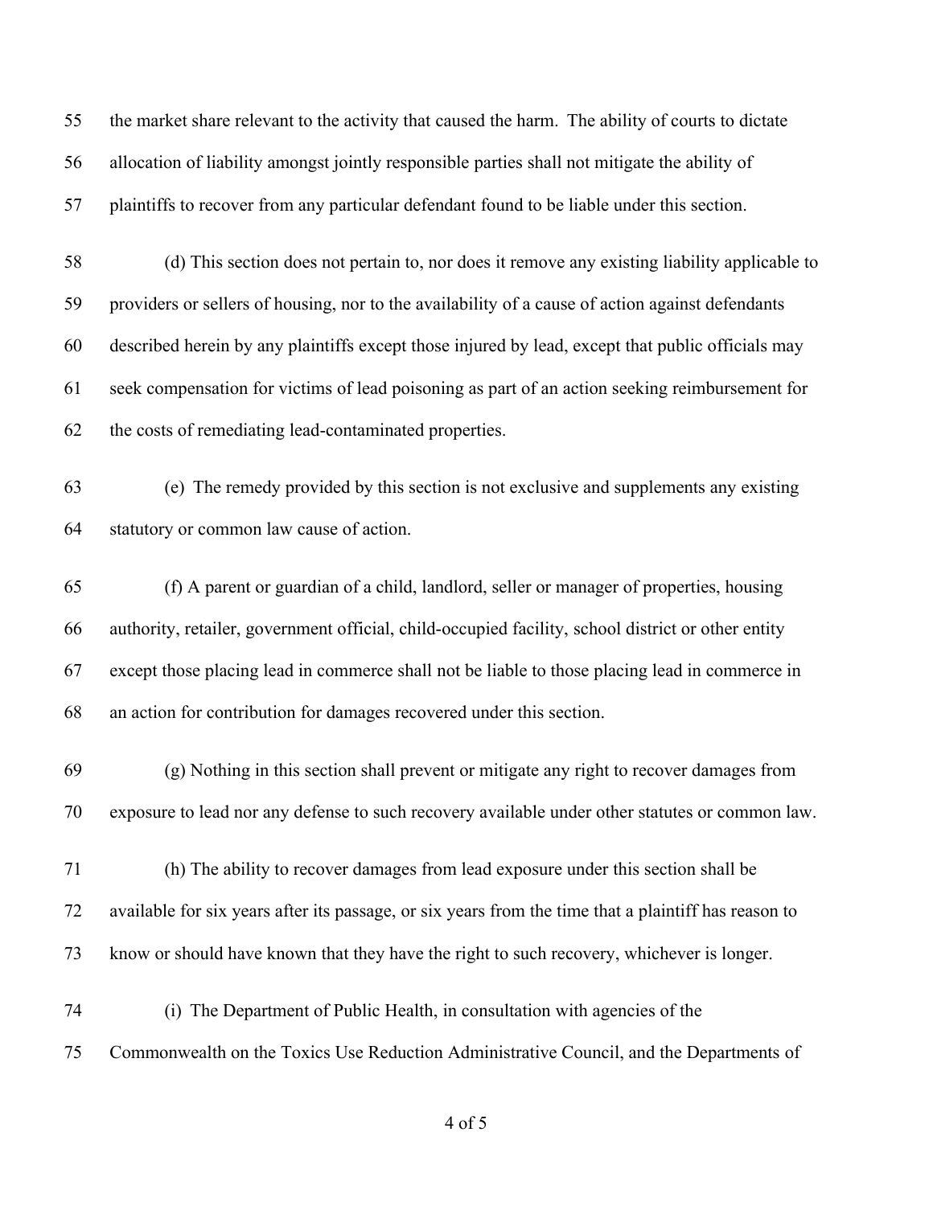the market share relevant to the activity that caused the harm. The ability of courts to dictate allocation of liability amongst jointly responsible parties shall not mitigate the ability of plaintiffs to recover from any particular defendant found to be liable under this section.

(d) This section does not pertain to, nor does it remove any existing liability applicable to providers or sellers of housing, nor to the availability of a cause of action against defendants described herein by any plaintiffs except those injured by lead, except that public officials may seek compensation for victims of lead poisoning as part of an action seeking reimbursement for the costs of remediating lead-contaminated properties.

(e) The remedy provided by this section is not exclusive and supplements any existing statutory or common law cause of action.

(f) A parent or guardian of a child, landlord, seller or manager of properties, housing authority, retailer, government official, child-occupied facility, school district or other entity except those placing lead in commerce shall not be liable to those placing lead in commerce in an action for contribution for damages recovered under this section.

(g) Nothing in this section shall prevent or mitigate any right to recover damages from exposure to lead nor any defense to such recovery available under other statutes or common law.

(h) The ability to recover damages from lead exposure under this section shall be available for six years after its passage, or six years from the time that a plaintiff has reason to know or should have known that they have the right to such recovery, whichever is longer.

(i) The Department of Public Health, in consultation with agencies of the Commonwealth on the Toxics Use Reduction Administrative Council, and the Departments of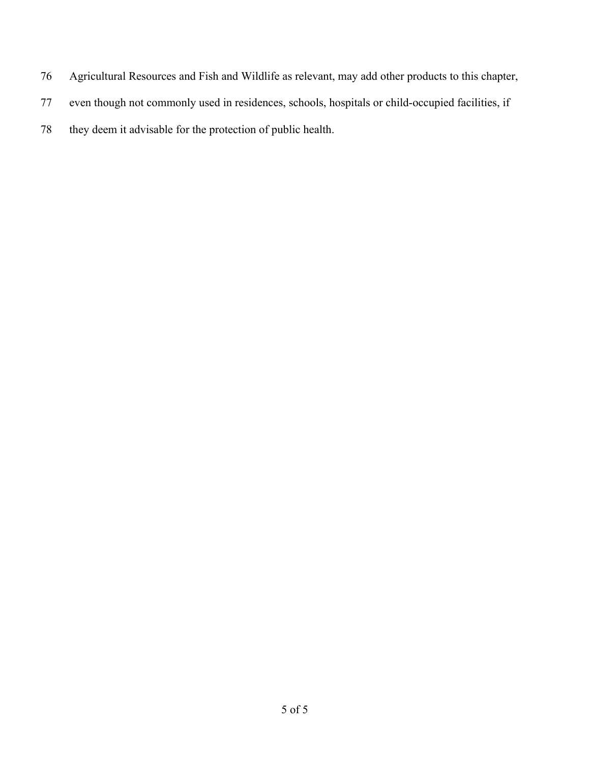76 Agricultural Resources and Fish and Wildlife as relevant, may add other products to this chapter,

77 even though not commonly used in residences, schools, hospitals or child-occupied facilities, if

78 they deem it advisable for the protection of public health.